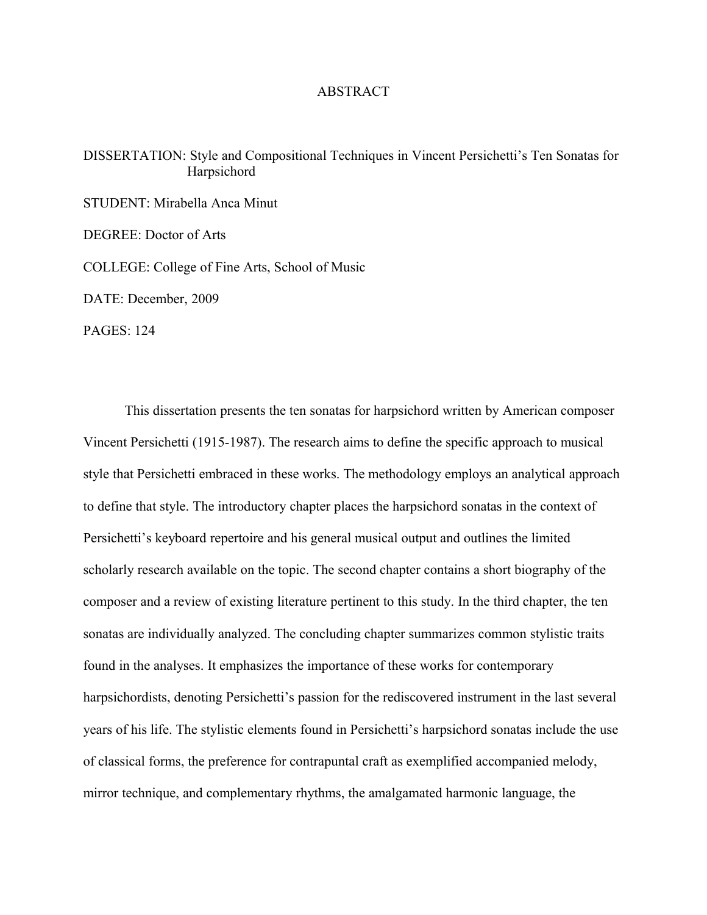# ABSTRACT

DISSERTATION: Style and Compositional Techniques in Vincent Persichetti's Ten Sonatas for Harpsichord

STUDENT: Mirabella Anca Minut

DEGREE: Doctor of Arts

COLLEGE: College of Fine Arts, School of Music

DATE: December, 2009

PAGES: 124

This dissertation presents the ten sonatas for harpsichord written by American composer Vincent Persichetti (1915-1987). The research aims to define the specific approach to musical style that Persichetti embraced in these works. The methodology employs an analytical approach to define that style. The introductory chapter places the harpsichord sonatas in the context of Persichetti's keyboard repertoire and his general musical output and outlines the limited scholarly research available on the topic. The second chapter contains a short biography of the composer and a review of existing literature pertinent to this study. In the third chapter, the ten sonatas are individually analyzed. The concluding chapter summarizes common stylistic traits found in the analyses. It emphasizes the importance of these works for contemporary harpsichordists, denoting Persichetti's passion for the rediscovered instrument in the last several years of his life. The stylistic elements found in Persichetti's harpsichord sonatas include the use of classical forms, the preference for contrapuntal craft as exemplified accompanied melody, mirror technique, and complementary rhythms, the amalgamated harmonic language, the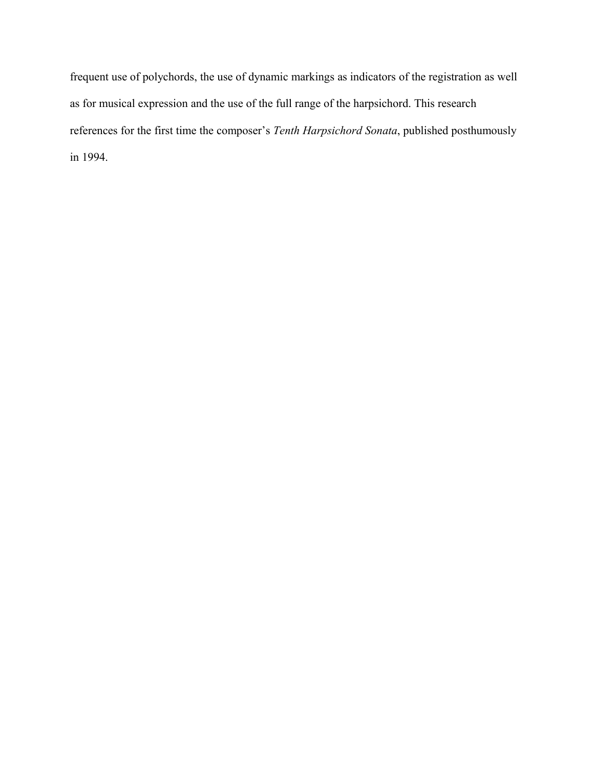frequent use of polychords, the use of dynamic markings as indicators of the registration as well as for musical expression and the use of the full range of the harpsichord. This research references for the first time the composer's *Tenth Harpsichord Sonata*, published posthumously in 1994.